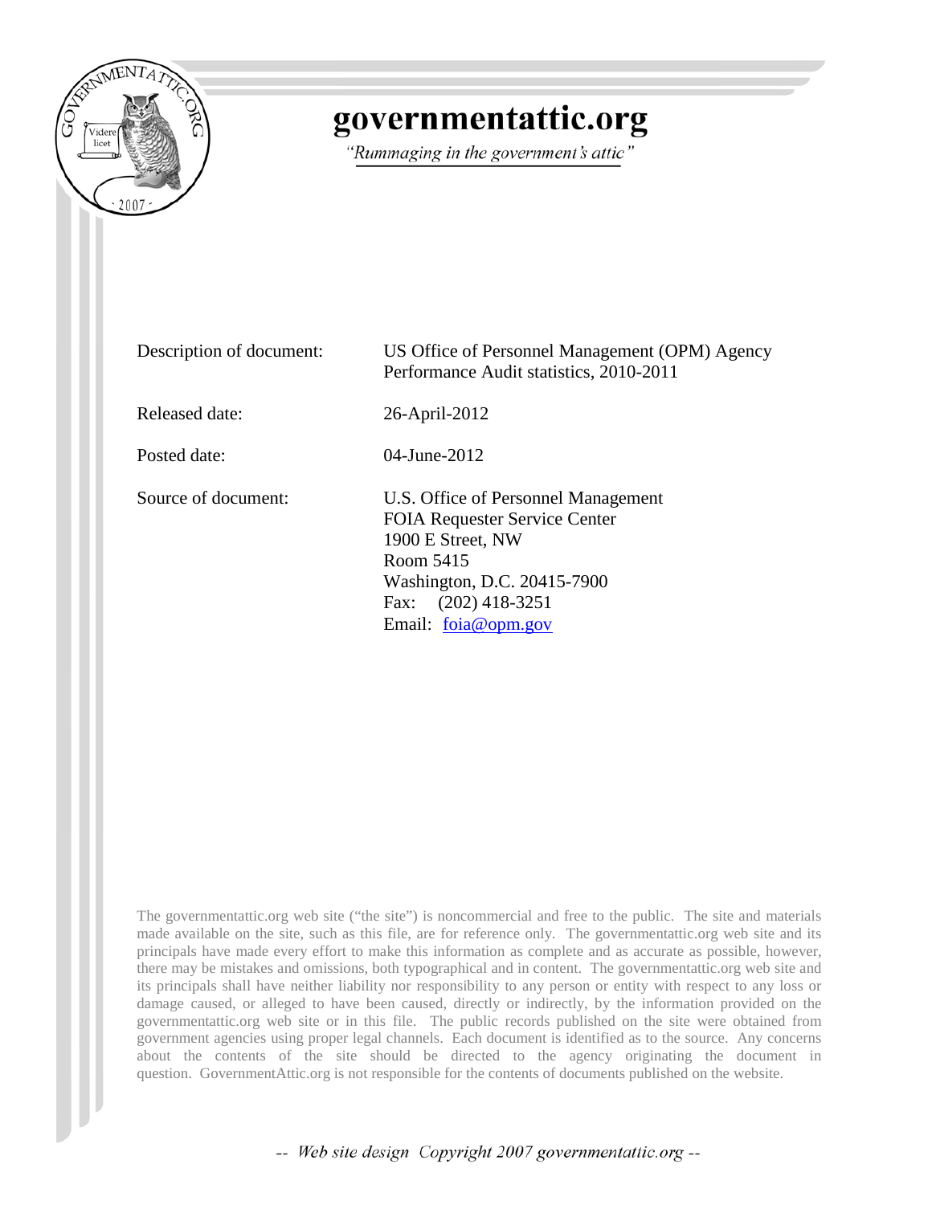# governmentattic.org

*"Rummaging in the government's attic"*

| | |
|---|---|
| Description of document: | US Office of Personnel Management (OPM) Agency Performance Audit statistics, 2010-2011 |
| Released date: | 26-April-2012 |
| Posted date: | 04-June-2012 |
| Source of document: | U.S. Office of Personnel Management<br>FOIA Requester Service Center<br>1900 E Street, NW<br>Room 5415<br>Washington, D.C. 20415-7900<br>Fax: (202) 418-3251<br>Email: [foia@opm.gov](mailto:foia@opm.gov) |

The governmentattic.org web site ("the site") is noncommercial and free to the public. The site and materials made available on the site, such as this file, are for reference only. The governmentattic.org web site and its principals have made every effort to make this information as complete and as accurate as possible, however, there may be mistakes and omissions, both typographical and in content. The governmentattic.org web site and its principals shall have neither liability nor responsibility to any person or entity with respect to any loss or damage caused, or alleged to have been caused, directly or indirectly, by the information provided on the governmentattic.org web site or in this file. The public records published on the site were obtained from government agencies using proper legal channels. Each document is identified as to the source. Any concerns about the contents of the site should be directed to the agency originating the document in question. GovernmentAttic.org is not responsible for the contents of documents published on the website.

*-- Web site design Copyright 2007 governmentattic.org --*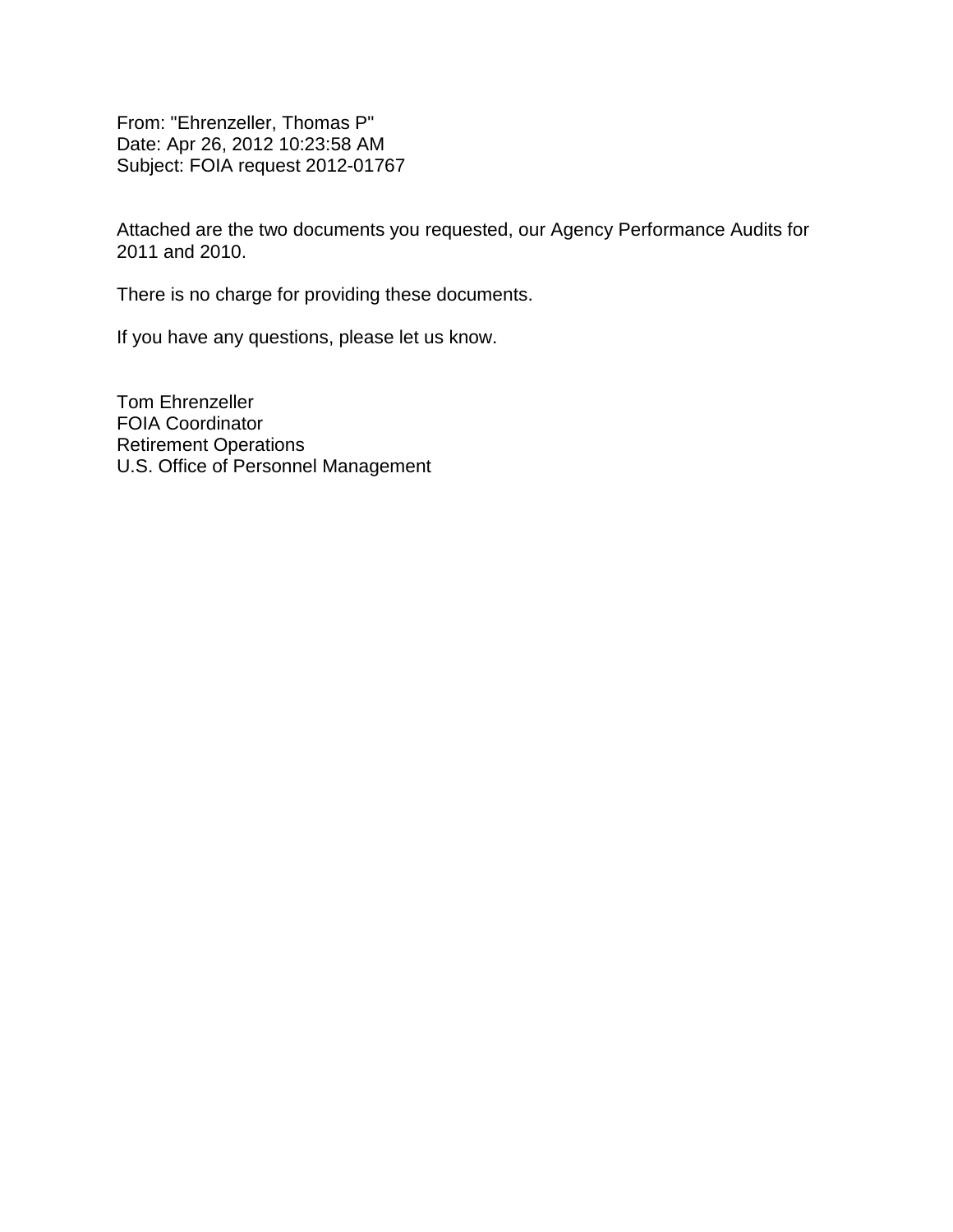From: "Ehrenzeller, Thomas P"
Date: Apr 26, 2012 10:23:58 AM
Subject: FOIA request 2012-01767

Attached are the two documents you requested, our Agency Performance Audits for 2011 and 2010.

There is no charge for providing these documents.

If you have any questions, please let us know.

Tom Ehrenzeller
FOIA Coordinator
Retirement Operations
U.S. Office of Personnel Management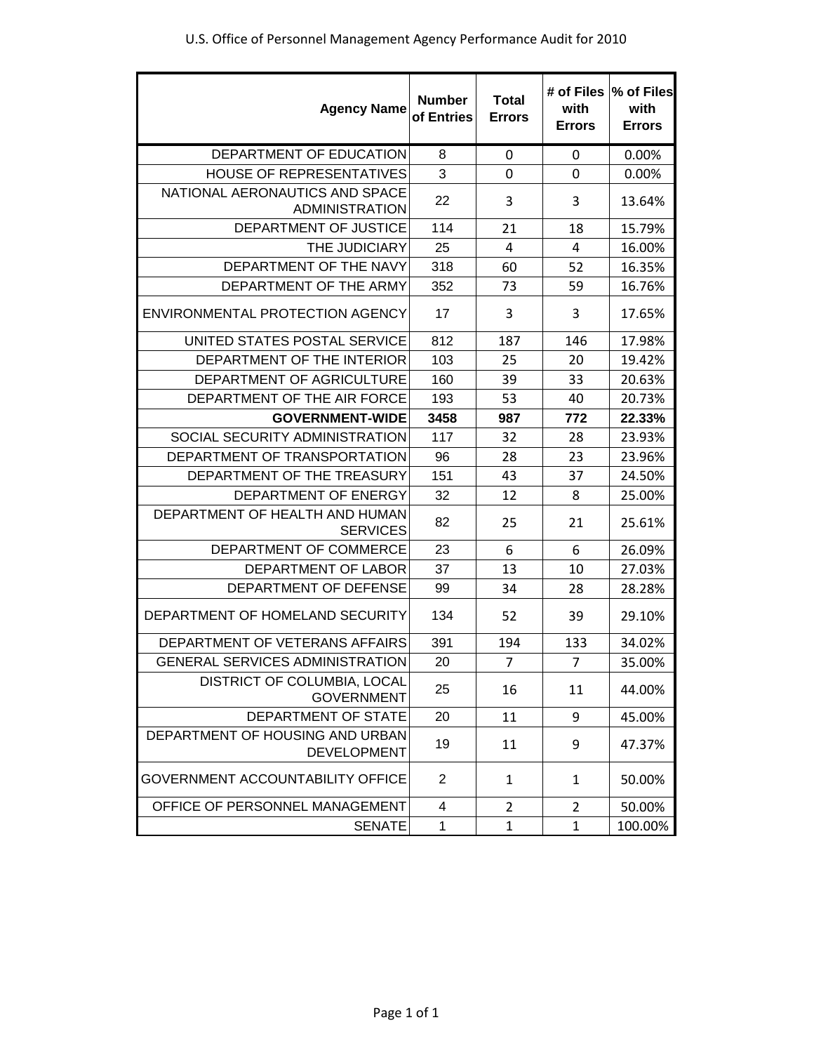# U.S. Office of Personnel Management Agency Performance Audit for 2010

| Agency Name | Number of Entries | Total Errors | # of Files with Errors | % of Files with Errors |
|---|---|---|---|---|
| DEPARTMENT OF EDUCATION | 8 | 0 | 0 | 0.00% |
| HOUSE OF REPRESENTATIVES | 3 | 0 | 0 | 0.00% |
| NATIONAL AERONAUTICS AND SPACE ADMINISTRATION | 22 | 3 | 3 | 13.64% |
| DEPARTMENT OF JUSTICE | 114 | 21 | 18 | 15.79% |
| THE JUDICIARY | 25 | 4 | 4 | 16.00% |
| DEPARTMENT OF THE NAVY | 318 | 60 | 52 | 16.35% |
| DEPARTMENT OF THE ARMY | 352 | 73 | 59 | 16.76% |
| ENVIRONMENTAL PROTECTION AGENCY | 17 | 3 | 3 | 17.65% |
| UNITED STATES POSTAL SERVICE | 812 | 187 | 146 | 17.98% |
| DEPARTMENT OF THE INTERIOR | 103 | 25 | 20 | 19.42% |
| DEPARTMENT OF AGRICULTURE | 160 | 39 | 33 | 20.63% |
| DEPARTMENT OF THE AIR FORCE | 193 | 53 | 40 | 20.73% |
| **GOVERNMENT-WIDE** | **3458** | **987** | **772** | **22.33%** |
| SOCIAL SECURITY ADMINISTRATION | 117 | 32 | 28 | 23.93% |
| DEPARTMENT OF TRANSPORTATION | 96 | 28 | 23 | 23.96% |
| DEPARTMENT OF THE TREASURY | 151 | 43 | 37 | 24.50% |
| DEPARTMENT OF ENERGY | 32 | 12 | 8 | 25.00% |
| DEPARTMENT OF HEALTH AND HUMAN SERVICES | 82 | 25 | 21 | 25.61% |
| DEPARTMENT OF COMMERCE | 23 | 6 | 6 | 26.09% |
| DEPARTMENT OF LABOR | 37 | 13 | 10 | 27.03% |
| DEPARTMENT OF DEFENSE | 99 | 34 | 28 | 28.28% |
| DEPARTMENT OF HOMELAND SECURITY | 134 | 52 | 39 | 29.10% |
| DEPARTMENT OF VETERANS AFFAIRS | 391 | 194 | 133 | 34.02% |
| GENERAL SERVICES ADMINISTRATION | 20 | 7 | 7 | 35.00% |
| DISTRICT OF COLUMBIA, LOCAL GOVERNMENT | 25 | 16 | 11 | 44.00% |
| DEPARTMENT OF STATE | 20 | 11 | 9 | 45.00% |
| DEPARTMENT OF HOUSING AND URBAN DEVELOPMENT | 19 | 11 | 9 | 47.37% |
| GOVERNMENT ACCOUNTABILITY OFFICE | 2 | 1 | 1 | 50.00% |
| OFFICE OF PERSONNEL MANAGEMENT | 4 | 2 | 2 | 50.00% |
| SENATE | 1 | 1 | 1 | 100.00% |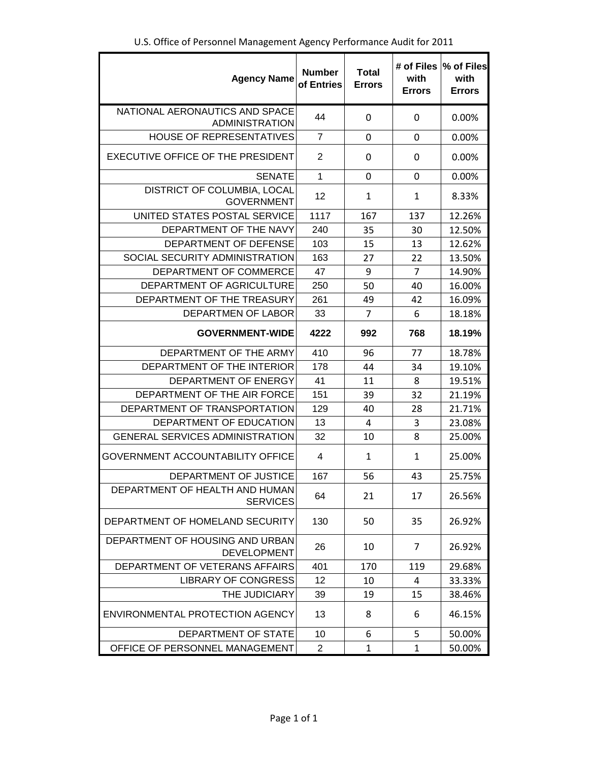U.S. Office of Personnel Management Agency Performance Audit for 2011

| Agency Name | Number of Entries | Total Errors | # of Files with Errors | % of Files with Errors |
|---|---|---|---|---|
| NATIONAL AERONAUTICS AND SPACE ADMINISTRATION | 44 | 0 | 0 | 0.00% |
| HOUSE OF REPRESENTATIVES | 7 | 0 | 0 | 0.00% |
| EXECUTIVE OFFICE OF THE PRESIDENT | 2 | 0 | 0 | 0.00% |
| SENATE | 1 | 0 | 0 | 0.00% |
| DISTRICT OF COLUMBIA, LOCAL GOVERNMENT | 12 | 1 | 1 | 8.33% |
| UNITED STATES POSTAL SERVICE | 1117 | 167 | 137 | 12.26% |
| DEPARTMENT OF THE NAVY | 240 | 35 | 30 | 12.50% |
| DEPARTMENT OF DEFENSE | 103 | 15 | 13 | 12.62% |
| SOCIAL SECURITY ADMINISTRATION | 163 | 27 | 22 | 13.50% |
| DEPARTMENT OF COMMERCE | 47 | 9 | 7 | 14.90% |
| DEPARTMENT OF AGRICULTURE | 250 | 50 | 40 | 16.00% |
| DEPARTMENT OF THE TREASURY | 261 | 49 | 42 | 16.09% |
| DEPARTMEN OF LABOR | 33 | 7 | 6 | 18.18% |
| **GOVERNMENT-WIDE** | **4222** | **992** | **768** | **18.19%** |
| DEPARTMENT OF THE ARMY | 410 | 96 | 77 | 18.78% |
| DEPARTMENT OF THE INTERIOR | 178 | 44 | 34 | 19.10% |
| DEPARTMENT OF ENERGY | 41 | 11 | 8 | 19.51% |
| DEPARTMENT OF THE AIR FORCE | 151 | 39 | 32 | 21.19% |
| DEPARTMENT OF TRANSPORTATION | 129 | 40 | 28 | 21.71% |
| DEPARTMENT OF EDUCATION | 13 | 4 | 3 | 23.08% |
| GENERAL SERVICES ADMINISTRATION | 32 | 10 | 8 | 25.00% |
| GOVERNMENT ACCOUNTABILITY OFFICE | 4 | 1 | 1 | 25.00% |
| DEPARTMENT OF JUSTICE | 167 | 56 | 43 | 25.75% |
| DEPARTMENT OF HEALTH AND HUMAN SERVICES | 64 | 21 | 17 | 26.56% |
| DEPARTMENT OF HOMELAND SECURITY | 130 | 50 | 35 | 26.92% |
| DEPARTMENT OF HOUSING AND URBAN DEVELOPMENT | 26 | 10 | 7 | 26.92% |
| DEPARTMENT OF VETERANS AFFAIRS | 401 | 170 | 119 | 29.68% |
| LIBRARY OF CONGRESS | 12 | 10 | 4 | 33.33% |
| THE JUDICIARY | 39 | 19 | 15 | 38.46% |
| ENVIRONMENTAL PROTECTION AGENCY | 13 | 8 | 6 | 46.15% |
| DEPARTMENT OF STATE | 10 | 6 | 5 | 50.00% |
| OFFICE OF PERSONNEL MANAGEMENT | 2 | 1 | 1 | 50.00% |